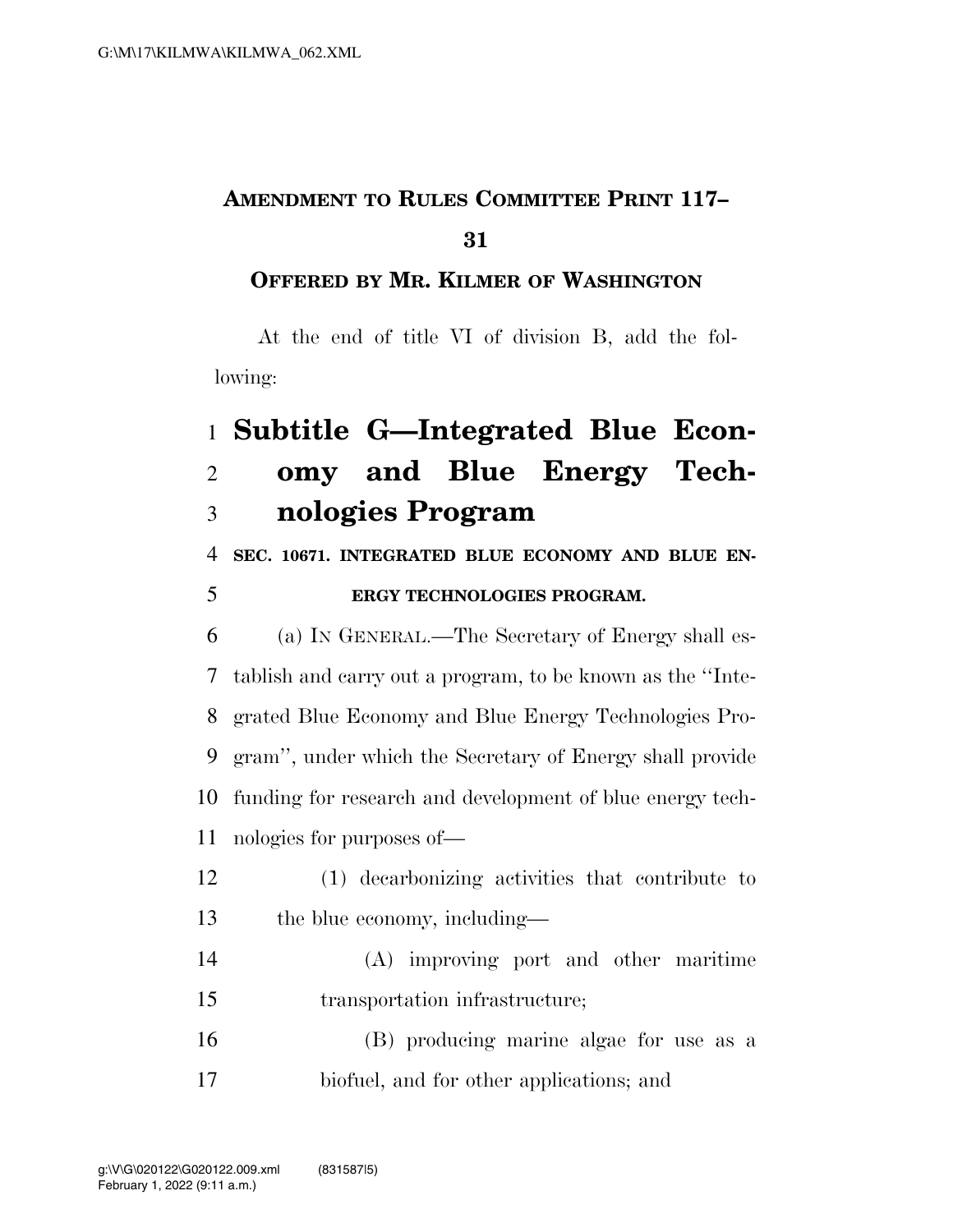**AMENDMENT TO RULES COMMITTEE PRINT 117–31**

**OFFERED BY MR. KILMER OF WASHINGTON**

At the end of title VI of division B, add the following:

# Subtitle G—Integrated Blue Economy and Blue Energy Technologies Program

**SEC. 10671. INTEGRATED BLUE ECONOMY AND BLUE ENERGY TECHNOLOGIES PROGRAM.**

(a) IN GENERAL.—The Secretary of Energy shall establish and carry out a program, to be known as the ''Integrated Blue Economy and Blue Energy Technologies Program'', under which the Secretary of Energy shall provide funding for research and development of blue energy technologies for purposes of—

(1) decarbonizing activities that contribute to the blue economy, including—

(A) improving port and other maritime transportation infrastructure;

(B) producing marine algae for use as a biofuel, and for other applications; and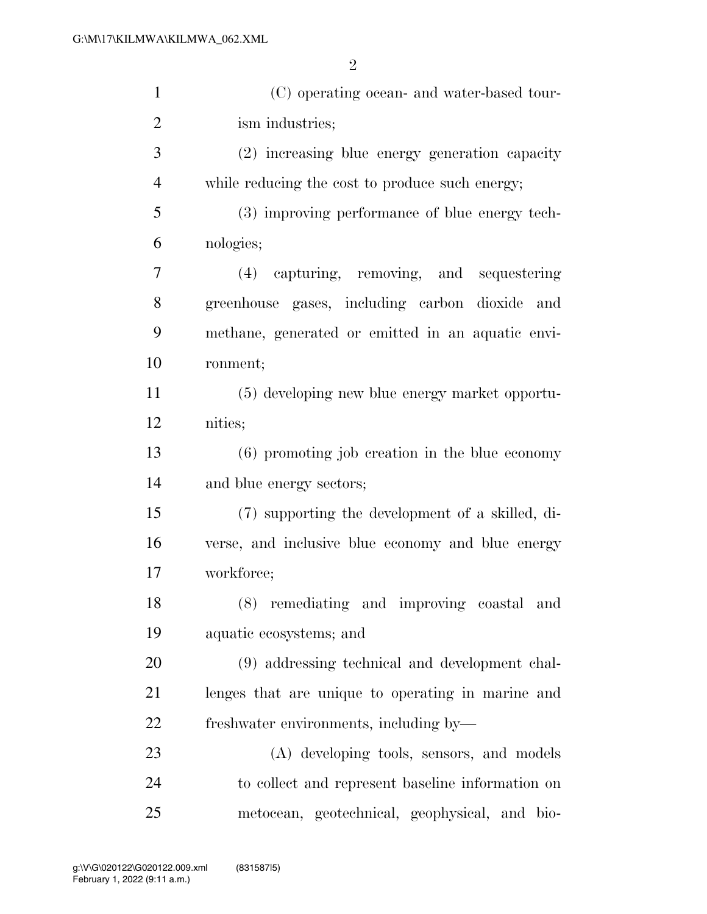(C) operating ocean- and water-based tourism industries;

(2) increasing blue energy generation capacity while reducing the cost to produce such energy;

(3) improving performance of blue energy technologies;

(4) capturing, removing, and sequestering greenhouse gases, including carbon dioxide and methane, generated or emitted in an aquatic environment;

(5) developing new blue energy market opportunities;

(6) promoting job creation in the blue economy and blue energy sectors;

(7) supporting the development of a skilled, diverse, and inclusive blue economy and blue energy workforce;

(8) remediating and improving coastal and aquatic ecosystems; and

(9) addressing technical and development challenges that are unique to operating in marine and freshwater environments, including by—

(A) developing tools, sensors, and models to collect and represent baseline information on metocean, geotechnical, geophysical, and bio-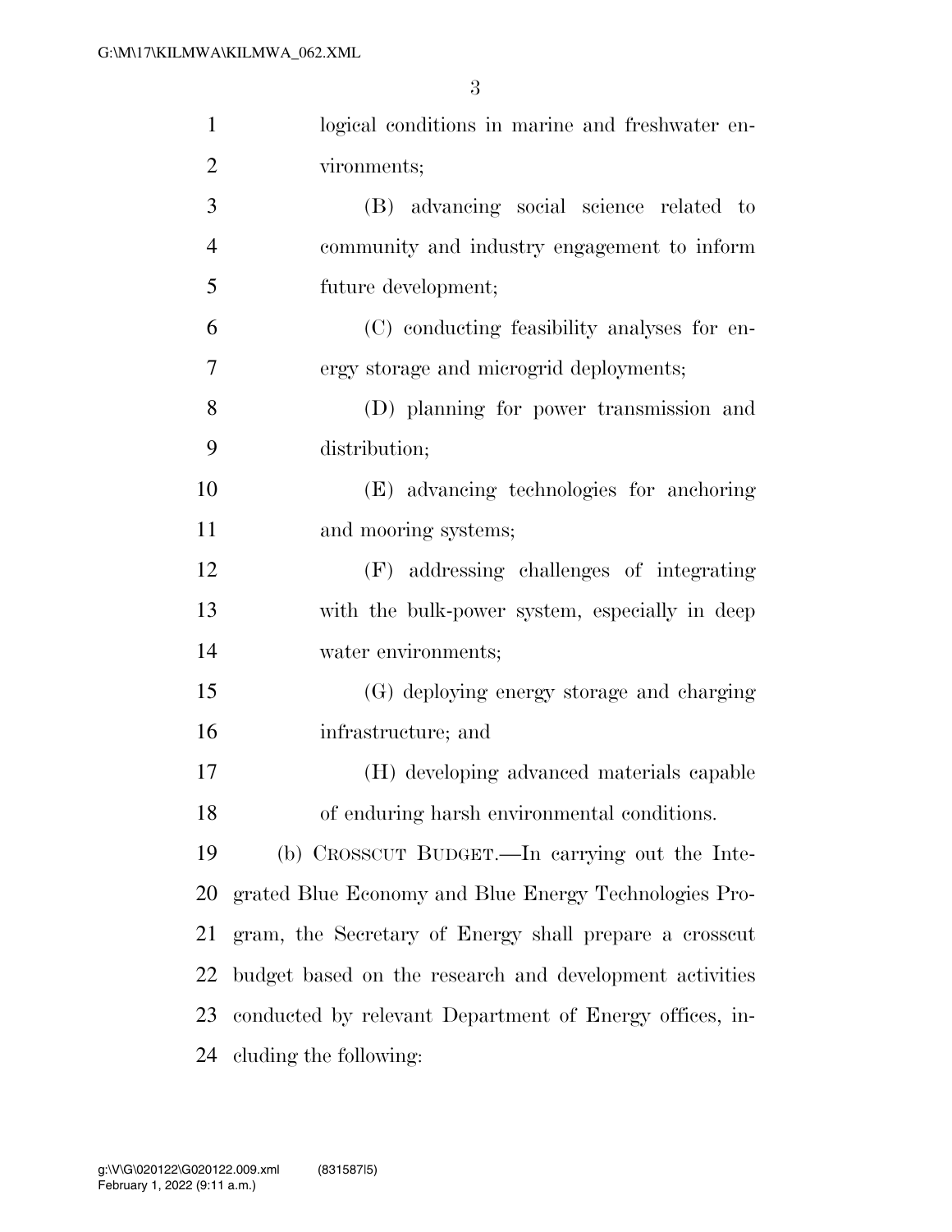logical conditions in marine and freshwater environments;

(B) advancing social science related to community and industry engagement to inform future development;

(C) conducting feasibility analyses for energy storage and microgrid deployments;

(D) planning for power transmission and distribution;

(E) advancing technologies for anchoring and mooring systems;

(F) addressing challenges of integrating with the bulk-power system, especially in deep water environments;

(G) deploying energy storage and charging infrastructure; and

(H) developing advanced materials capable of enduring harsh environmental conditions.

(b) CROSSCUT BUDGET.—In carrying out the Integrated Blue Economy and Blue Energy Technologies Program, the Secretary of Energy shall prepare a crosscut budget based on the research and development activities conducted by relevant Department of Energy offices, including the following: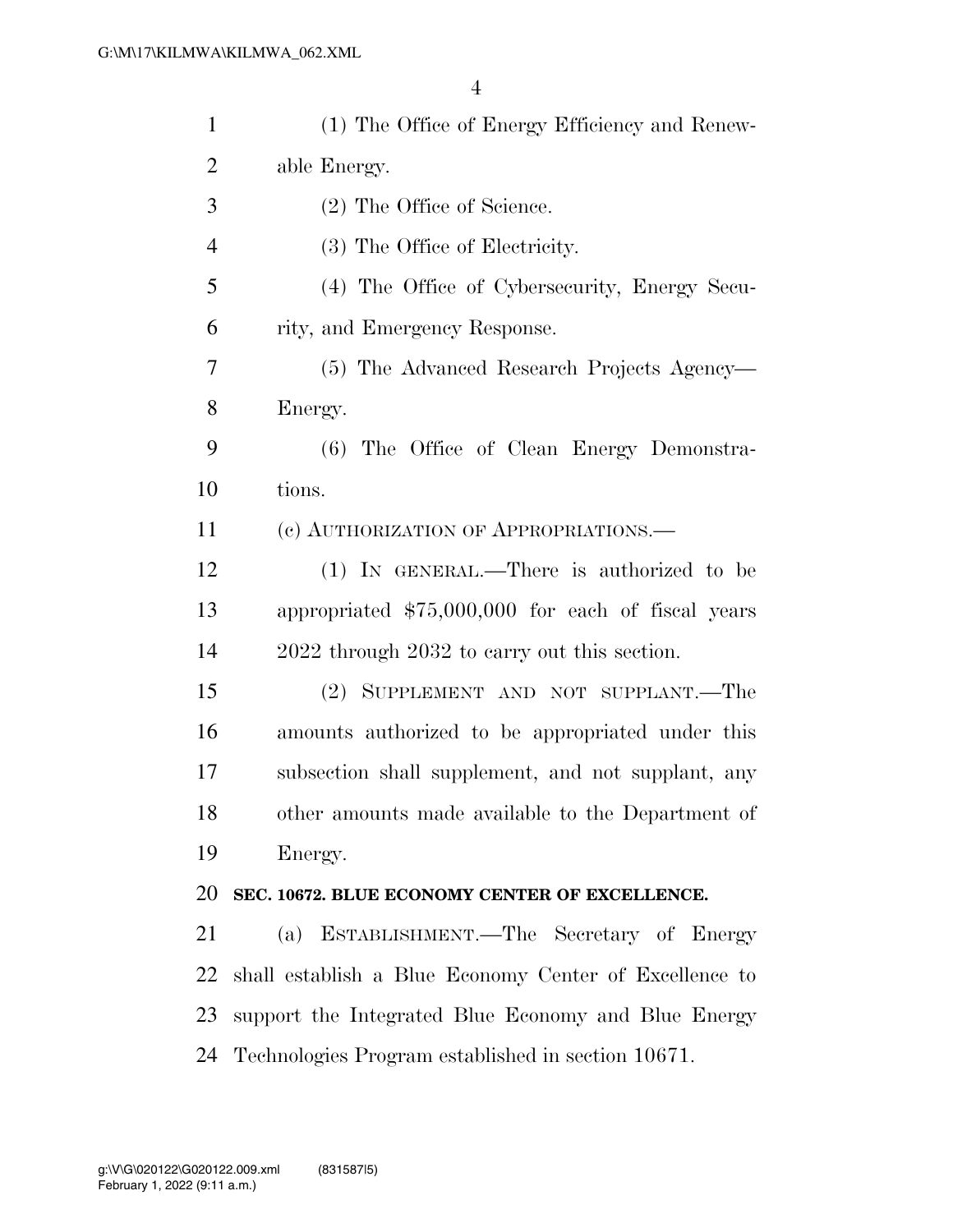(1) The Office of Energy Efficiency and Renewable Energy.

(2) The Office of Science.

(3) The Office of Electricity.

(4) The Office of Cybersecurity, Energy Security, and Emergency Response.

(5) The Advanced Research Projects Agency—Energy.

(6) The Office of Clean Energy Demonstrations.

(c) AUTHORIZATION OF APPROPRIATIONS.—

(1) IN GENERAL.—There is authorized to be appropriated $75,000,000 for each of fiscal years 2022 through 2032 to carry out this section.

(2) SUPPLEMENT AND NOT SUPPLANT.—The amounts authorized to be appropriated under this subsection shall supplement, and not supplant, any other amounts made available to the Department of Energy.

**SEC. 10672. BLUE ECONOMY CENTER OF EXCELLENCE.**

(a) ESTABLISHMENT.—The Secretary of Energy shall establish a Blue Economy Center of Excellence to support the Integrated Blue Economy and Blue Energy Technologies Program established in section 10671.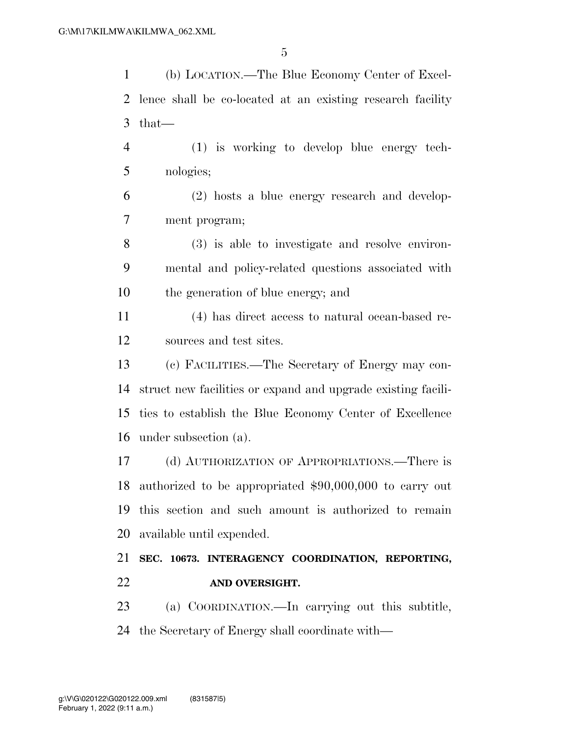(b) LOCATION.—The Blue Economy Center of Excellence shall be co-located at an existing research facility that—

(1) is working to develop blue energy technologies;

(2) hosts a blue energy research and development program;

(3) is able to investigate and resolve environmental and policy-related questions associated with the generation of blue energy; and

(4) has direct access to natural ocean-based resources and test sites.

(c) FACILITIES.—The Secretary of Energy may construct new facilities or expand and upgrade existing facilities to establish the Blue Economy Center of Excellence under subsection (a).

(d) AUTHORIZATION OF APPROPRIATIONS.—There is authorized to be appropriated $90,000,000 to carry out this section and such amount is authorized to remain available until expended.

**SEC. 10673. INTERAGENCY COORDINATION, REPORTING, AND OVERSIGHT.**

(a) COORDINATION.—In carrying out this subtitle, the Secretary of Energy shall coordinate with—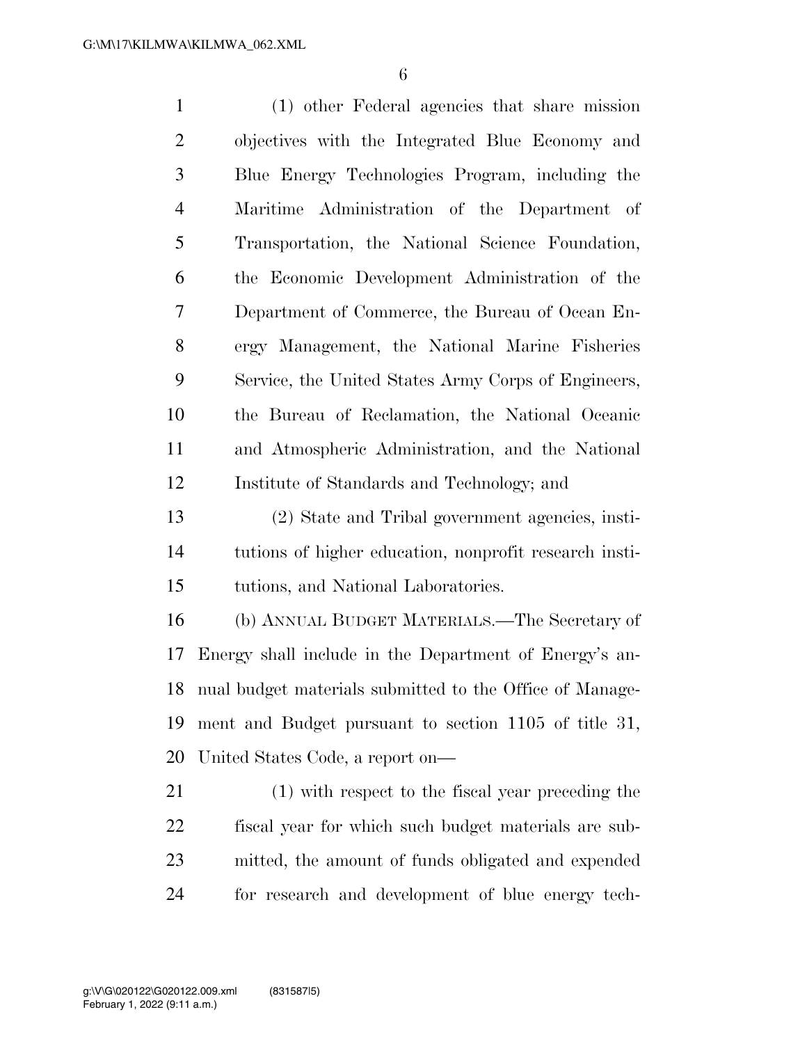(1) other Federal agencies that share mission objectives with the Integrated Blue Economy and Blue Energy Technologies Program, including the Maritime Administration of the Department of Transportation, the National Science Foundation, the Economic Development Administration of the Department of Commerce, the Bureau of Ocean Energy Management, the National Marine Fisheries Service, the United States Army Corps of Engineers, the Bureau of Reclamation, the National Oceanic and Atmospheric Administration, and the National Institute of Standards and Technology; and

(2) State and Tribal government agencies, institutions of higher education, nonprofit research institutions, and National Laboratories.

(b) ANNUAL BUDGET MATERIALS.—The Secretary of Energy shall include in the Department of Energy's annual budget materials submitted to the Office of Management and Budget pursuant to section 1105 of title 31, United States Code, a report on—

(1) with respect to the fiscal year preceding the fiscal year for which such budget materials are submitted, the amount of funds obligated and expended for research and development of blue energy tech-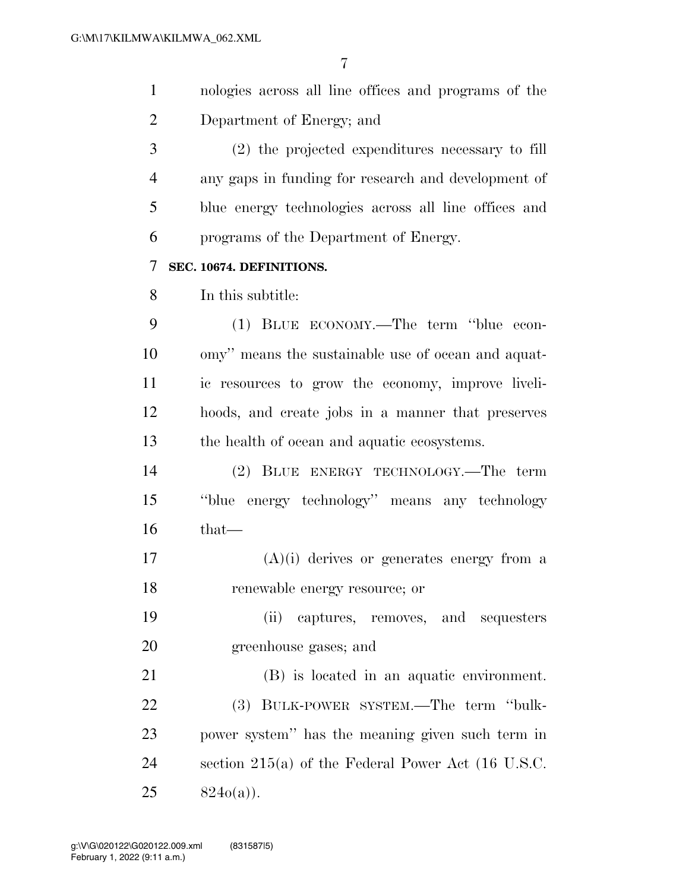nologies across all line offices and programs of the Department of Energy; and

(2) the projected expenditures necessary to fill any gaps in funding for research and development of blue energy technologies across all line offices and programs of the Department of Energy.

**SEC. 10674. DEFINITIONS.**

In this subtitle:

(1) BLUE ECONOMY.—The term ''blue economy'' means the sustainable use of ocean and aquatic resources to grow the economy, improve livelihoods, and create jobs in a manner that preserves the health of ocean and aquatic ecosystems.

(2) BLUE ENERGY TECHNOLOGY.—The term ''blue energy technology'' means any technology that—

(A)(i) derives or generates energy from a renewable energy resource; or

(ii) captures, removes, and sequesters greenhouse gases; and

(B) is located in an aquatic environment.

(3) BULK-POWER SYSTEM.—The term ''bulk-power system'' has the meaning given such term in section 215(a) of the Federal Power Act (16 U.S.C. 824o(a)).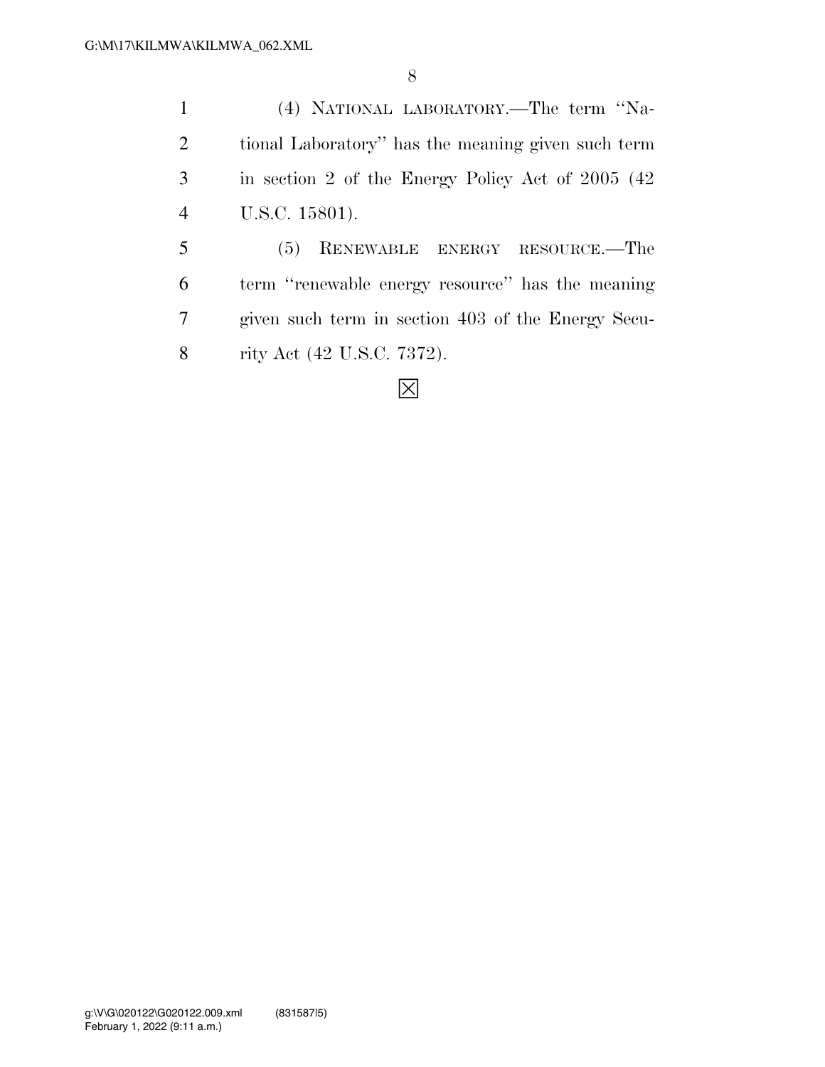(4) NATIONAL LABORATORY.—The term "National Laboratory" has the meaning given such term in section 2 of the Energy Policy Act of 2005 (42 U.S.C. 15801).

(5) RENEWABLE ENERGY RESOURCE.—The term "renewable energy resource" has the meaning given such term in section 403 of the Energy Security Act (42 U.S.C. 7372).

☒